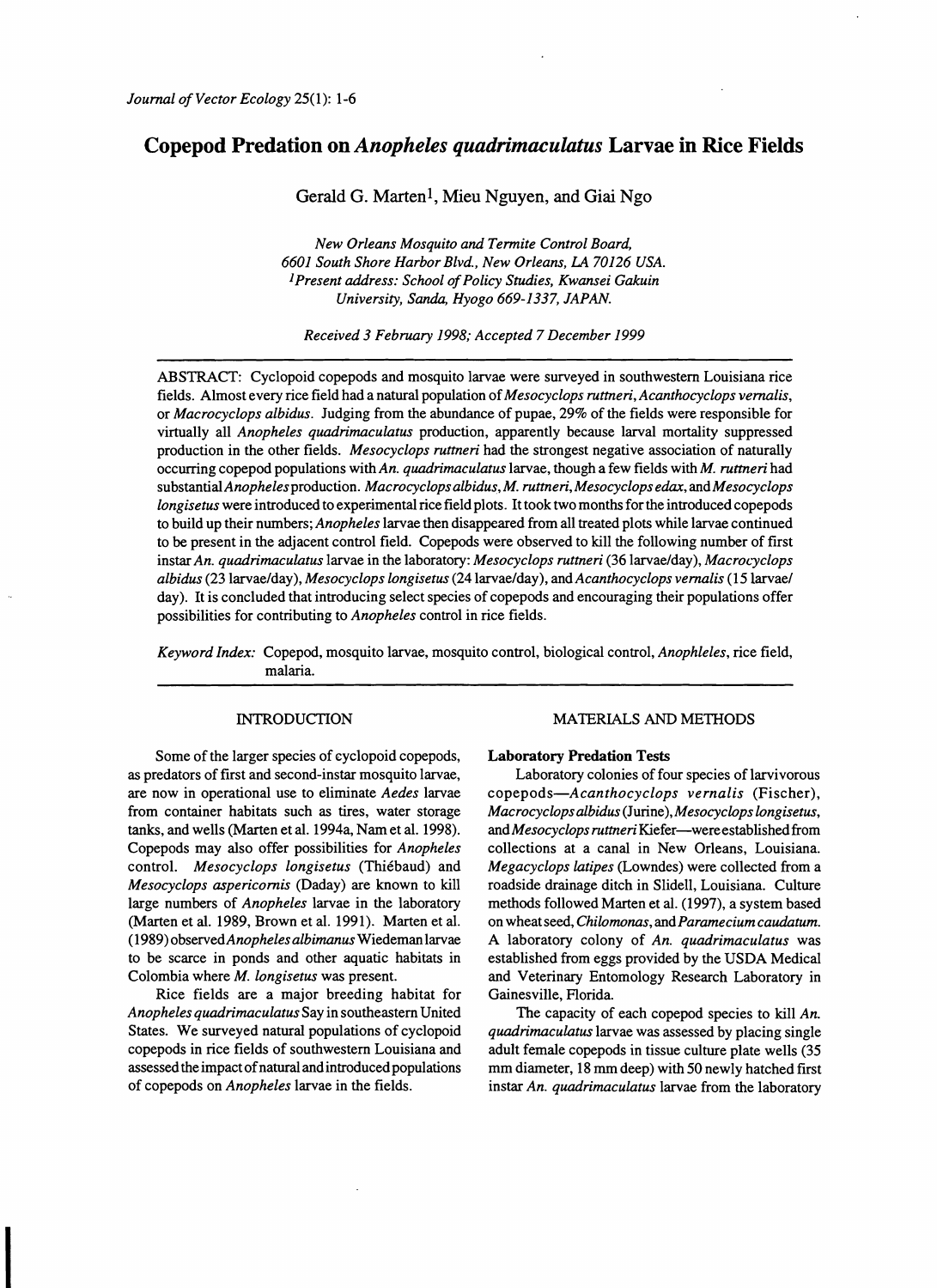# Copepod Predation on *Anopheles quadrimaculatus* Larvae in Rice Fields

Gerald G. Marten[1], Mieu Nguyen, and Giai Ngo

*New Orleans Mosquito and Termite Control Board, 6601 South Shore Harbor Blvd., New Orleans, LA 70126 USA.*
*[1]Present address: School of Policy Studies, Kwansei Gakuin University, Sanda, Hyogo 669-1337, JAPAN.*

*Received 3 February 1998; Accepted 7 December 1999*

ABSTRACT: Cyclopoid copepods and mosquito larvae were surveyed in southwestern Louisiana rice fields. Almost every rice field had a natural population of *Mesocyclops ruttneri*, *Acanthocyclops vernalis*, or *Macrocyclops albidus*. Judging from the abundance of pupae, 29% of the fields were responsible for virtually all *Anopheles quadrimaculatus* production, apparently because larval mortality suppressed production in the other fields. *Mesocyclops ruttneri* had the strongest negative association of naturally occurring copepod populations with *An. quadrimaculatus* larvae, though a few fields with *M. ruttneri* had substantial *Anopheles* production. *Macrocyclops albidus*, *M. ruttneri*, *Mesocyclops edax*, and *Mesocyclops longisetus* were introduced to experimental rice field plots. It took two months for the introduced copepods to build up their numbers; *Anopheles* larvae then disappeared from all treated plots while larvae continued to be present in the adjacent control field. Copepods were observed to kill the following number of first instar *An. quadrimaculatus* larvae in the laboratory: *Mesocyclops ruttneri* (36 larvae/day), *Macrocyclops albidus* (23 larvae/day), *Mesocyclops longisetus* (24 larvae/day), and *Acanthocyclops vernalis* (15 larvae/day). It is concluded that introducing select species of copepods and encouraging their populations offer possibilities for contributing to *Anopheles* control in rice fields.

*Keyword Index:* Copepod, mosquito larvae, mosquito control, biological control, *Anophleles*, rice field, malaria.

## INTRODUCTION

Some of the larger species of cyclopoid copepods, as predators of first and second-instar mosquito larvae, are now in operational use to eliminate *Aedes* larvae from container habitats such as tires, water storage tanks, and wells (Marten et al. 1994a, Nam et al. 1998). Copepods may also offer possibilities for *Anopheles* control. *Mesocyclops longisetus* (Thiébaud) and *Mesocyclops aspericornis* (Daday) are known to kill large numbers of *Anopheles* larvae in the laboratory (Marten et al. 1989, Brown et al. 1991). Marten et al. (1989) observed *Anopheles albimanus* Wiedeman larvae to be scarce in ponds and other aquatic habitats in Colombia where *M. longisetus* was present.

Rice fields are a major breeding habitat for *Anopheles quadrimaculatus* Say in southeastern United States. We surveyed natural populations of cyclopoid copepods in rice fields of southwestern Louisiana and assessed the impact of natural and introduced populations of copepods on *Anopheles* larvae in the fields.

## MATERIALS AND METHODS

### Laboratory Predation Tests

Laboratory colonies of four species of larvivorous copepods—*Acanthocyclops vernalis* (Fischer), *Macrocyclops albidus* (Jurine), *Mesocyclops longisetus*, and *Mesocyclops ruttneri* Kiefer—were established from collections at a canal in New Orleans, Louisiana. *Megacyclops latipes* (Lowndes) were collected from a roadside drainage ditch in Slidell, Louisiana. Culture methods followed Marten et al. (1997), a system based on wheat seed, *Chilomonas*, and *Paramecium caudatum*. A laboratory colony of *An. quadrimaculatus* was established from eggs provided by the USDA Medical and Veterinary Entomology Research Laboratory in Gainesville, Florida.

The capacity of each copepod species to kill *An. quadrimaculatus* larvae was assessed by placing single adult female copepods in tissue culture plate wells (35 mm diameter, 18 mm deep) with 50 newly hatched first instar *An. quadrimaculatus* larvae from the laboratory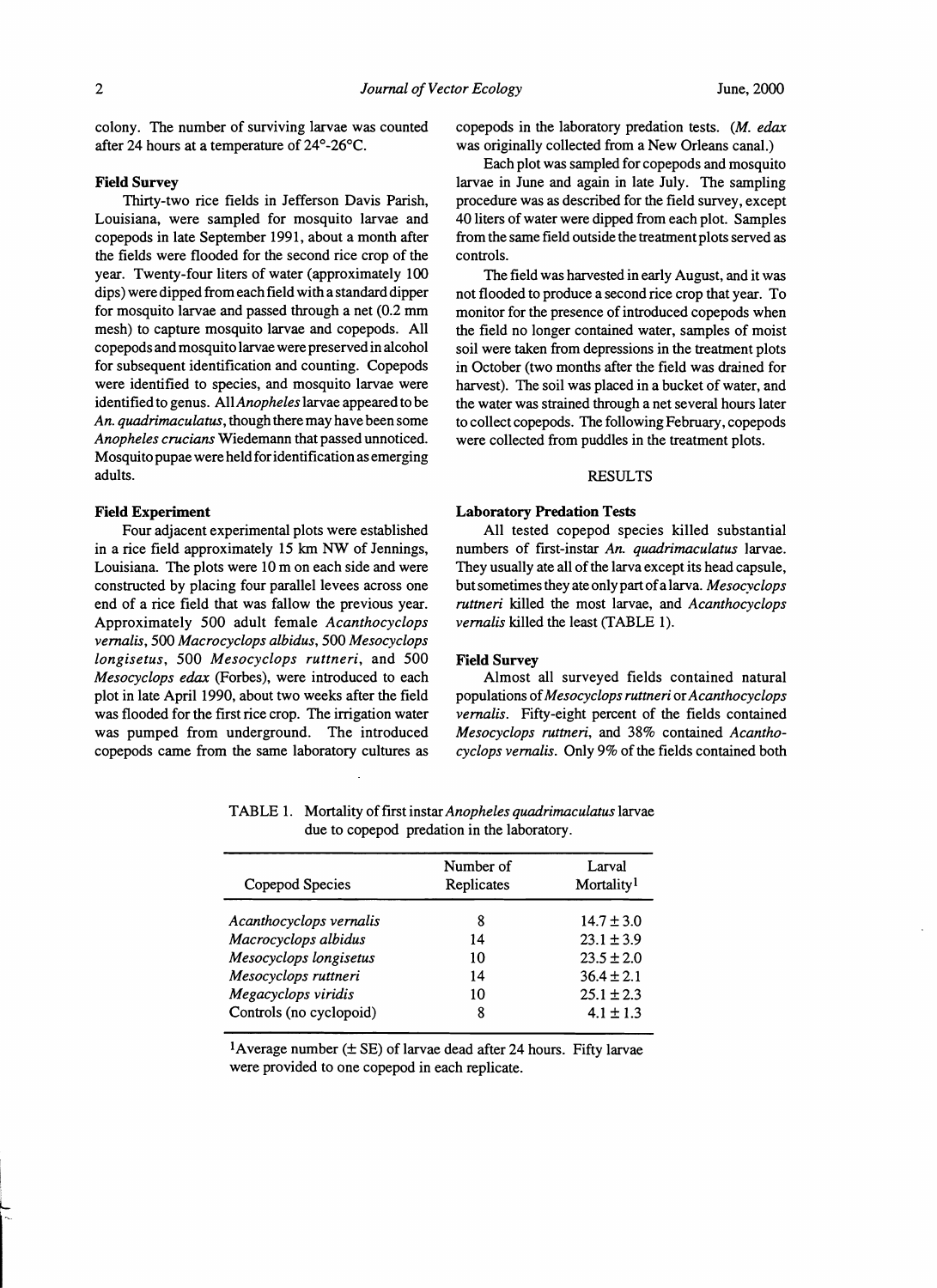colony. The number of surviving larvae was counted after 24 hours at a temperature of 24°-26°C.

### Field Survey

Thirty-two rice fields in Jefferson Davis Parish, Louisiana, were sampled for mosquito larvae and copepods in late September 1991, about a month after the fields were flooded for the second rice crop of the year. Twenty-four liters of water (approximately 100 dips) were dipped from each field with a standard dipper for mosquito larvae and passed through a net (0.2 mm mesh) to capture mosquito larvae and copepods. All copepods and mosquito larvae were preserved in alcohol for subsequent identification and counting. Copepods were identified to species, and mosquito larvae were identified to genus. All *Anopheles* larvae appeared to be *An. quadrimaculatus*, though there may have been some *Anopheles crucians* Wiedemann that passed unnoticed. Mosquito pupae were held for identification as emerging adults.

### Field Experiment

Four adjacent experimental plots were established in a rice field approximately 15 km NW of Jennings, Louisiana. The plots were 10 m on each side and were constructed by placing four parallel levees across one end of a rice field that was fallow the previous year. Approximately 500 adult female *Acanthocyclops vernalis*, 500 *Macrocyclops albidus*, 500 *Mesocyclops longisetus*, 500 *Mesocyclops ruttneri*, and 500 *Mesocyclops edax* (Forbes), were introduced to each plot in late April 1990, about two weeks after the field was flooded for the first rice crop. The irrigation water was pumped from underground. The introduced copepods came from the same laboratory cultures as copepods in the laboratory predation tests. (*M. edax* was originally collected from a New Orleans canal.)

Each plot was sampled for copepods and mosquito larvae in June and again in late July. The sampling procedure was as described for the field survey, except 40 liters of water were dipped from each plot. Samples from the same field outside the treatment plots served as controls.

The field was harvested in early August, and it was not flooded to produce a second rice crop that year. To monitor for the presence of introduced copepods when the field no longer contained water, samples of moist soil were taken from depressions in the treatment plots in October (two months after the field was drained for harvest). The soil was placed in a bucket of water, and the water was strained through a net several hours later to collect copepods. The following February, copepods were collected from puddles in the treatment plots.

## RESULTS

### Laboratory Predation Tests

All tested copepod species killed substantial numbers of first-instar *An. quadrimaculatus* larvae. They usually ate all of the larva except its head capsule, but sometimes they ate only part of a larva. *Mesocyclops ruttneri* killed the most larvae, and *Acanthocyclops vernalis* killed the least (TABLE 1).

### Field Survey

Almost all surveyed fields contained natural populations of *Mesocyclops ruttneri* or *Acanthocyclops vernalis*. Fifty-eight percent of the fields contained *Mesocyclops ruttneri*, and 38% contained *Acanthocyclops vernalis*. Only 9% of the fields contained both

TABLE 1. Mortality of first instar *Anopheles quadrimaculatus* larvae due to copepod predation in the laboratory.

| Copepod Species | Number of Replicates | Larval Mortality[1] |
|---|---|---|
| *Acanthocyclops vernalis* | 8 | 14.7 ± 3.0 |
| *Macrocyclops albidus* | 14 | 23.1 ± 3.9 |
| *Mesocyclops longisetus* | 10 | 23.5 ± 2.0 |
| *Mesocyclops ruttneri* | 14 | 36.4 ± 2.1 |
| *Megacyclops viridis* | 10 | 25.1 ± 2.3 |
| Controls (no cyclopoid) | 8 | 4.1 ± 1.3 |

[1]Average number (± SE) of larvae dead after 24 hours. Fifty larvae were provided to one copepod in each replicate.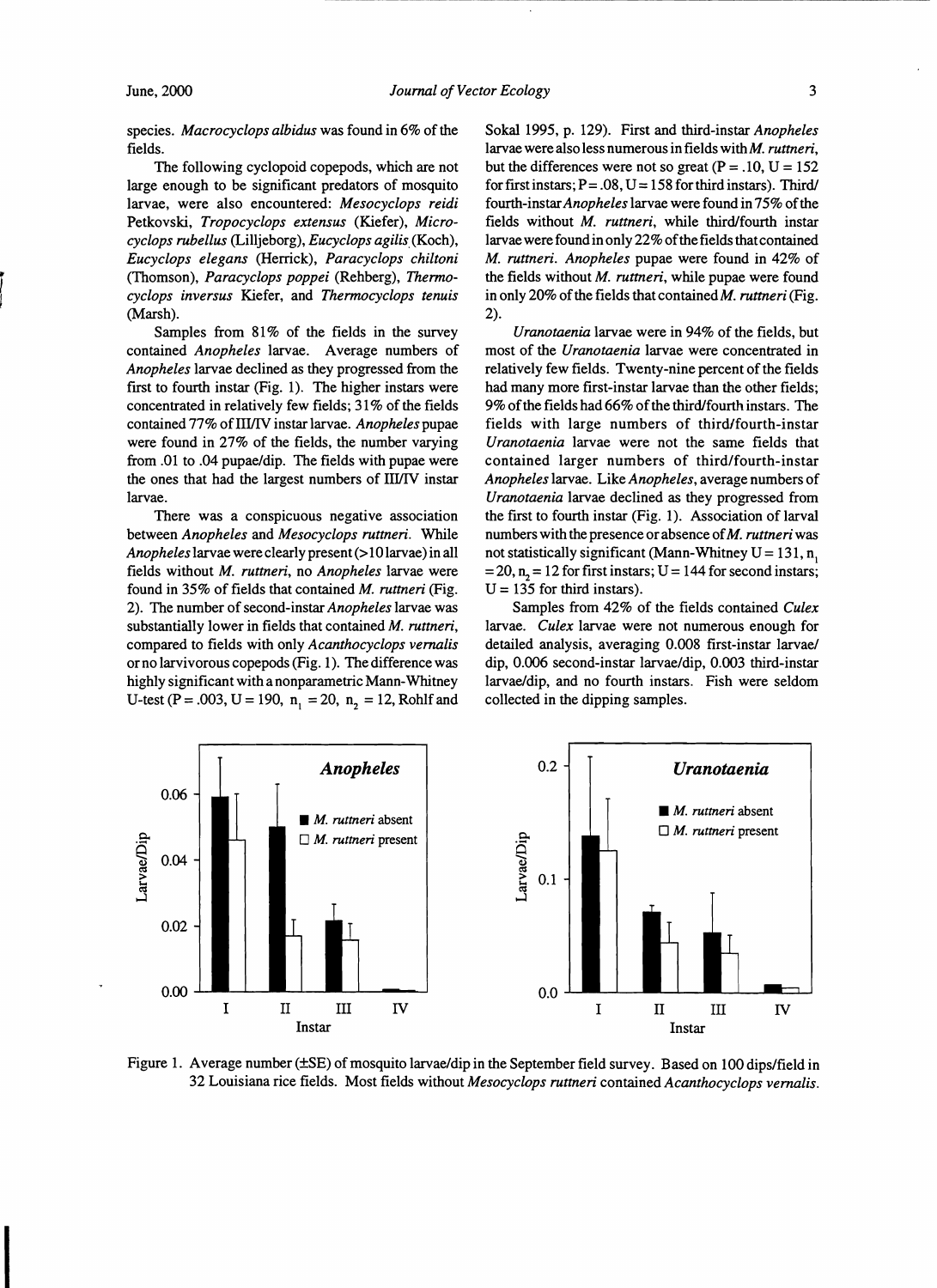species. *Macrocyclops albidus* was found in 6% of the fields.

The following cyclopoid copepods, which are not large enough to be significant predators of mosquito larvae, were also encountered: *Mesocyclops reidi* Petkovski, *Tropocyclops extensus* (Kiefer), *Microcyclops rubellus* (Lilljeborg), *Eucyclops agilis* (Koch), *Eucyclops elegans* (Herrick), *Paracyclops chiltoni* (Thomson), *Paracyclops poppei* (Rehberg), *Thermocyclops inversus* Kiefer, and *Thermocyclops tenuis* (Marsh).

Samples from 81% of the fields in the survey contained *Anopheles* larvae. Average numbers of *Anopheles* larvae declined as they progressed from the first to fourth instar (Fig. 1). The higher instars were concentrated in relatively few fields; 31% of the fields contained 77% of III/IV instar larvae. *Anopheles* pupae were found in 27% of the fields, the number varying from .01 to .04 pupae/dip. The fields with pupae were the ones that had the largest numbers of III/IV instar larvae.

There was a conspicuous negative association between *Anopheles* and *Mesocyclops ruttneri*. While *Anopheles* larvae were clearly present (>10 larvae) in all fields without *M. ruttneri*, no *Anopheles* larvae were found in 35% of fields that contained *M. ruttneri* (Fig. 2). The number of second-instar *Anopheles* larvae was substantially lower in fields that contained *M. ruttneri*, compared to fields with only *Acanthocyclops vernalis* or no larvivorous copepods (Fig. 1). The difference was highly significant with a nonparametric Mann-Whitney U-test ($P = .003$, $U = 190$, $n_1 = 20$, $n_2 = 12$, Rohlf and Sokal 1995, p. 129). First and third-instar *Anopheles* larvae were also less numerous in fields with *M. ruttneri*, but the differences were not so great ($P = .10$, $U = 152$ for first instars; $P = .08$, $U = 158$ for third instars). Third/fourth-instar *Anopheles* larvae were found in 75% of the fields without *M. ruttneri*, while third/fourth instar larvae were found in only 22% of the fields that contained *M. ruttneri*. *Anopheles* pupae were found in 42% of the fields without *M. ruttneri*, while pupae were found in only 20% of the fields that contained *M. ruttneri* (Fig. 2).

*Uranotaenia* larvae were in 94% of the fields, but most of the *Uranotaenia* larvae were concentrated in relatively few fields. Twenty-nine percent of the fields had many more first-instar larvae than the other fields; 9% of the fields had 66% of the third/fourth instars. The fields with large numbers of third/fourth-instar *Uranotaenia* larvae were not the same fields that contained larger numbers of third/fourth-instar *Anopheles* larvae. Like *Anopheles*, average numbers of *Uranotaenia* larvae declined as they progressed from the first to fourth instar (Fig. 1). Association of larval numbers with the presence or absence of *M. ruttneri* was not statistically significant (Mann-Whitney $U = 131$, $n_1 = 20$, $n_2 = 12$ for first instars; $U = 144$ for second instars; $U = 135$ for third instars).

Samples from 42% of the fields contained *Culex* larvae. *Culex* larvae were not numerous enough for detailed analysis, averaging 0.008 first-instar larvae/dip, 0.006 second-instar larvae/dip, 0.003 third-instar larvae/dip, and no fourth instars. Fish were seldom collected in the dipping samples.

Figure 1. Average number (±SE) of mosquito larvae/dip in the September field survey. Based on 100 dips/field in 32 Louisiana rice fields. Most fields without *Mesocyclops ruttneri* contained *Acanthocyclops vernalis*.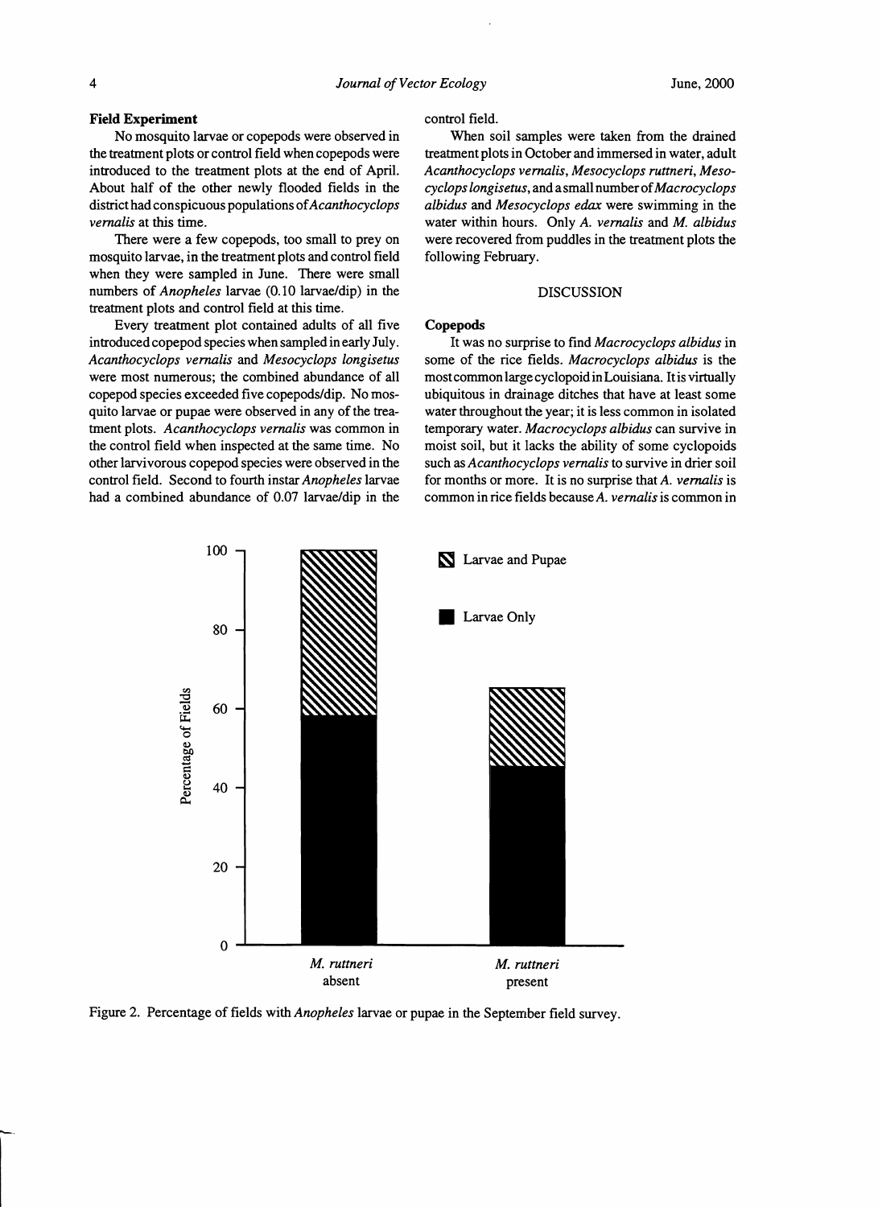### Field Experiment

No mosquito larvae or copepods were observed in the treatment plots or control field when copepods were introduced to the treatment plots at the end of April. About half of the other newly flooded fields in the district had conspicuous populations of *Acanthocyclops vernalis* at this time.

There were a few copepods, too small to prey on mosquito larvae, in the treatment plots and control field when they were sampled in June. There were small numbers of *Anopheles* larvae (0.10 larvae/dip) in the treatment plots and control field at this time.

Every treatment plot contained adults of all five introduced copepod species when sampled in early July. *Acanthocyclops vernalis* and *Mesocyclops longisetus* were most numerous; the combined abundance of all copepod species exceeded five copepods/dip. No mosquito larvae or pupae were observed in any of the treatment plots. *Acanthocyclops vernalis* was common in the control field when inspected at the same time. No other larvivorous copepod species were observed in the control field. Second to fourth instar *Anopheles* larvae had a combined abundance of 0.07 larvae/dip in the control field.

When soil samples were taken from the drained treatment plots in October and immersed in water, adult *Acanthocyclops vernalis*, *Mesocyclops ruttneri*, *Mesocyclops longisetus*, and a small number of *Macrocyclops albidus* and *Mesocyclops edax* were swimming in the water within hours. Only *A. vernalis* and *M. albidus* were recovered from puddles in the treatment plots the following February.

## DISCUSSION

### Copepods

It was no surprise to find *Macrocyclops albidus* in some of the rice fields. *Macrocyclops albidus* is the most common large cyclopoid in Louisiana. It is virtually ubiquitous in drainage ditches that have at least some water throughout the year; it is less common in isolated temporary water. *Macrocyclops albidus* can survive in moist soil, but it lacks the ability of some cyclopoids such as *Acanthocyclops vernalis* to survive in drier soil for months or more. It is no surprise that *A. vernalis* is common in rice fields because *A. vernalis* is common in

Figure 2. Percentage of fields with *Anopheles* larvae or pupae in the September field survey.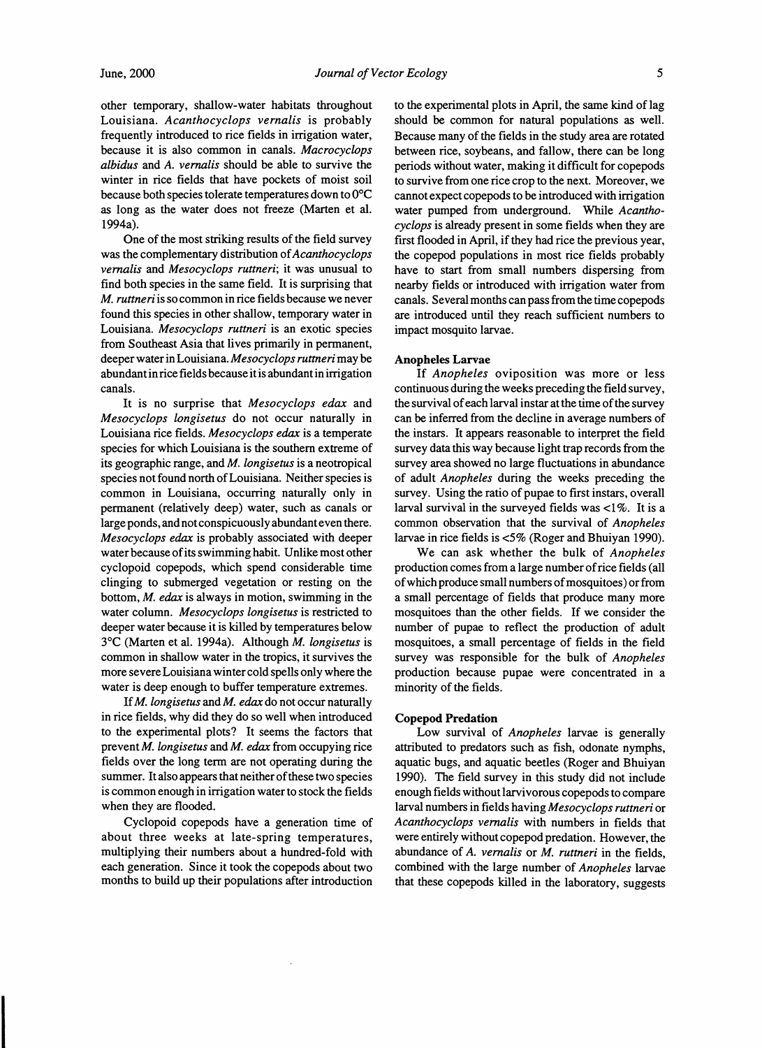other temporary, shallow-water habitats throughout Louisiana. *Acanthocyclops vernalis* is probably frequently introduced to rice fields in irrigation water, because it is also common in canals. *Macrocyclops albidus* and *A. vernalis* should be able to survive the winter in rice fields that have pockets of moist soil because both species tolerate temperatures down to 0°C as long as the water does not freeze (Marten et al. 1994a).

One of the most striking results of the field survey was the complementary distribution of *Acanthocyclops vernalis* and *Mesocyclops ruttneri*; it was unusual to find both species in the same field. It is surprising that *M. ruttneri* is so common in rice fields because we never found this species in other shallow, temporary water in Louisiana. *Mesocyclops ruttneri* is an exotic species from Southeast Asia that lives primarily in permanent, deeper water in Louisiana. *Mesocyclops ruttneri* may be abundant in rice fields because it is abundant in irrigation canals.

It is no surprise that *Mesocyclops edax* and *Mesocyclops longisetus* do not occur naturally in Louisiana rice fields. *Mesocyclops edax* is a temperate species for which Louisiana is the southern extreme of its geographic range, and *M. longisetus* is a neotropical species not found north of Louisiana. Neither species is common in Louisiana, occurring naturally only in permanent (relatively deep) water, such as canals or large ponds, and not conspicuously abundant even there. *Mesocyclops edax* is probably associated with deeper water because of its swimming habit. Unlike most other cyclopoid copepods, which spend considerable time clinging to submerged vegetation or resting on the bottom, *M. edax* is always in motion, swimming in the water column. *Mesocyclops longisetus* is restricted to deeper water because it is killed by temperatures below 3°C (Marten et al. 1994a). Although *M. longisetus* is common in shallow water in the tropics, it survives the more severe Louisiana winter cold spells only where the water is deep enough to buffer temperature extremes.

If *M. longisetus* and *M. edax* do not occur naturally in rice fields, why did they do so well when introduced to the experimental plots? It seems the factors that prevent *M. longisetus* and *M. edax* from occupying rice fields over the long term are not operating during the summer. It also appears that neither of these two species is common enough in irrigation water to stock the fields when they are flooded.

Cyclopoid copepods have a generation time of about three weeks at late-spring temperatures, multiplying their numbers about a hundred-fold with each generation. Since it took the copepods about two months to build up their populations after introduction to the experimental plots in April, the same kind of lag should be common for natural populations as well. Because many of the fields in the study area are rotated between rice, soybeans, and fallow, there can be long periods without water, making it difficult for copepods to survive from one rice crop to the next. Moreover, we cannot expect copepods to be introduced with irrigation water pumped from underground. While *Acanthocyclops* is already present in some fields when they are first flooded in April, if they had rice the previous year, the copepod populations in most rice fields probably have to start from small numbers dispersing from nearby fields or introduced with irrigation water from canals. Several months can pass from the time copepods are introduced until they reach sufficient numbers to impact mosquito larvae.

### Anopheles Larvae

If *Anopheles* oviposition was more or less continuous during the weeks preceding the field survey, the survival of each larval instar at the time of the survey can be inferred from the decline in average numbers of the instars. It appears reasonable to interpret the field survey data this way because light trap records from the survey area showed no large fluctuations in abundance of adult *Anopheles* during the weeks preceding the survey. Using the ratio of pupae to first instars, overall larval survival in the surveyed fields was <1%. It is a common observation that the survival of *Anopheles* larvae in rice fields is <5% (Roger and Bhuiyan 1990).

We can ask whether the bulk of *Anopheles* production comes from a large number of rice fields (all of which produce small numbers of mosquitoes) or from a small percentage of fields that produce many more mosquitoes than the other fields. If we consider the number of pupae to reflect the production of adult mosquitoes, a small percentage of fields in the field survey was responsible for the bulk of *Anopheles* production because pupae were concentrated in a minority of the fields.

### Copepod Predation

Low survival of *Anopheles* larvae is generally attributed to predators such as fish, odonate nymphs, aquatic bugs, and aquatic beetles (Roger and Bhuiyan 1990). The field survey in this study did not include enough fields without larvivorous copepods to compare larval numbers in fields having *Mesocyclops ruttneri* or *Acanthocyclops vernalis* with numbers in fields that were entirely without copepod predation. However, the abundance of *A. vernalis* or *M. ruttneri* in the fields, combined with the large number of *Anopheles* larvae that these copepods killed in the laboratory, suggests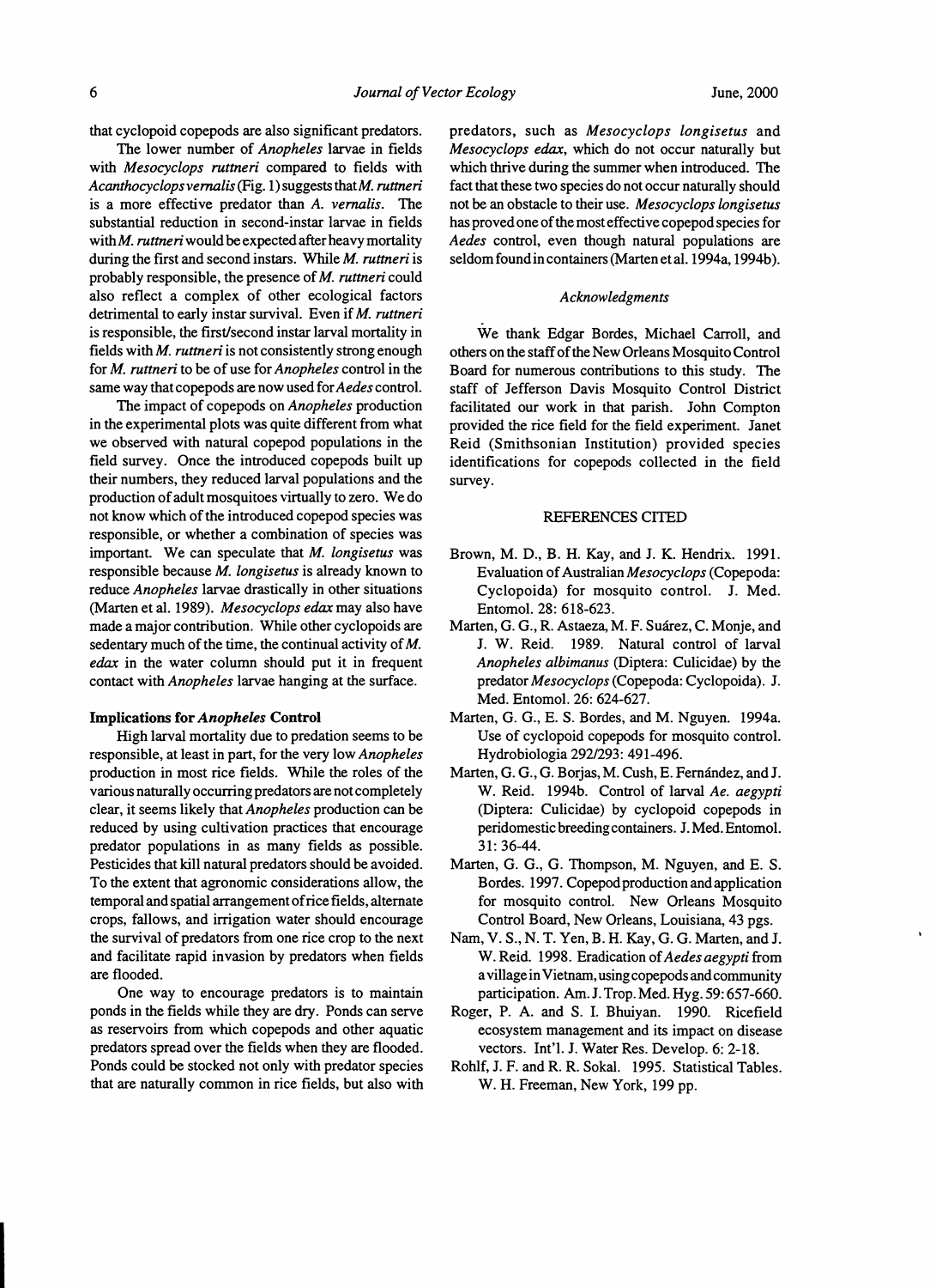that cyclopoid copepods are also significant predators.

The lower number of *Anopheles* larvae in fields with *Mesocyclops ruttneri* compared to fields with *Acanthocyclops vernalis* (Fig. 1) suggests that *M. ruttneri* is a more effective predator than *A. vernalis*. The substantial reduction in second-instar larvae in fields with *M. ruttneri* would be expected after heavy mortality during the first and second instars. While *M. ruttneri* is probably responsible, the presence of *M. ruttneri* could also reflect a complex of other ecological factors detrimental to early instar survival. Even if *M. ruttneri* is responsible, the first/second instar larval mortality in fields with *M. ruttneri* is not consistently strong enough for *M. ruttneri* to be of use for *Anopheles* control in the same way that copepods are now used for *Aedes* control.

The impact of copepods on *Anopheles* production in the experimental plots was quite different from what we observed with natural copepod populations in the field survey. Once the introduced copepods built up their numbers, they reduced larval populations and the production of adult mosquitoes virtually to zero. We do not know which of the introduced copepod species was responsible, or whether a combination of species was important. We can speculate that *M. longisetus* was responsible because *M. longisetus* is already known to reduce *Anopheles* larvae drastically in other situations (Marten et al. 1989). *Mesocyclops edax* may also have made a major contribution. While other cyclopoids are sedentary much of the time, the continual activity of *M. edax* in the water column should put it in frequent contact with *Anopheles* larvae hanging at the surface.

### Implications for *Anopheles* Control

High larval mortality due to predation seems to be responsible, at least in part, for the very low *Anopheles* production in most rice fields. While the roles of the various naturally occurring predators are not completely clear, it seems likely that *Anopheles* production can be reduced by using cultivation practices that encourage predator populations in as many fields as possible. Pesticides that kill natural predators should be avoided. To the extent that agronomic considerations allow, the temporal and spatial arrangement of rice fields, alternate crops, fallows, and irrigation water should encourage the survival of predators from one rice crop to the next and facilitate rapid invasion by predators when fields are flooded.

One way to encourage predators is to maintain ponds in the fields while they are dry. Ponds can serve as reservoirs from which copepods and other aquatic predators spread over the fields when they are flooded. Ponds could be stocked not only with predator species that are naturally common in rice fields, but also with predators, such as *Mesocyclops longisetus* and *Mesocyclops edax*, which do not occur naturally but which thrive during the summer when introduced. The fact that these two species do not occur naturally should not be an obstacle to their use. *Mesocyclops longisetus* has proved one of the most effective copepod species for *Aedes* control, even though natural populations are seldom found in containers (Marten et al. 1994a, 1994b).

### *Acknowledgments*

We thank Edgar Bordes, Michael Carroll, and others on the staff of the New Orleans Mosquito Control Board for numerous contributions to this study. The staff of Jefferson Davis Mosquito Control District facilitated our work in that parish. John Compton provided the rice field for the field experiment. Janet Reid (Smithsonian Institution) provided species identifications for copepods collected in the field survey.

## REFERENCES CITED

Brown, M. D., B. H. Kay, and J. K. Hendrix. 1991. Evaluation of Australian *Mesocyclops* (Copepoda: Cyclopoida) for mosquito control. J. Med. Entomol. 28: 618-623.

Marten, G. G., R. Astaeza, M. F. Suárez, C. Monje, and J. W. Reid. 1989. Natural control of larval *Anopheles albimanus* (Diptera: Culicidae) by the predator *Mesocyclops* (Copepoda: Cyclopoida). J. Med. Entomol. 26: 624-627.

Marten, G. G., E. S. Bordes, and M. Nguyen. 1994a. Use of cyclopoid copepods for mosquito control. Hydrobiologia 292/293: 491-496.

Marten, G. G., G. Borjas, M. Cush, E. Fernández, and J. W. Reid. 1994b. Control of larval *Ae. aegypti* (Diptera: Culicidae) by cyclopoid copepods in peridomestic breeding containers. J. Med. Entomol. 31: 36-44.

Marten, G. G., G. Thompson, M. Nguyen, and E. S. Bordes. 1997. Copepod production and application for mosquito control. New Orleans Mosquito Control Board, New Orleans, Louisiana, 43 pgs.

Nam, V. S., N. T. Yen, B. H. Kay, G. G. Marten, and J. W. Reid. 1998. Eradication of *Aedes aegypti* from a village in Vietnam, using copepods and community participation. Am. J. Trop. Med. Hyg. 59: 657-660.

Roger, P. A. and S. I. Bhuiyan. 1990. Ricefield ecosystem management and its impact on disease vectors. Int'l. J. Water Res. Develop. 6: 2-18.

Rohlf, J. F. and R. R. Sokal. 1995. Statistical Tables. W. H. Freeman, New York, 199 pp.